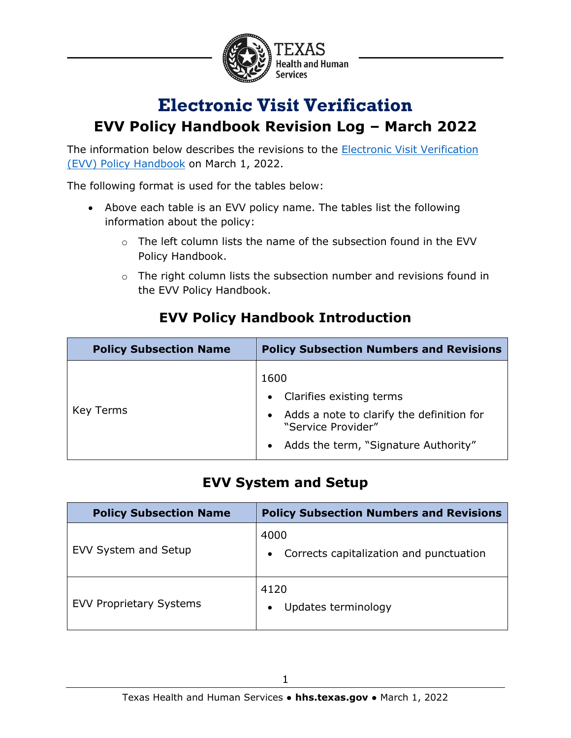# Electronic Visit Verification

## EVV Policy Handbook Revision Log – March 2022

The information below describes the revisions to the [Electronic Visit Verification (EVV) Policy Handbook]() on March 1, 2022.

The following format is used for the tables below:

- Above each table is an EVV policy name. The tables list the following information about the policy:
  - The left column lists the name of the subsection found in the EVV Policy Handbook.
  - The right column lists the subsection number and revisions found in the EVV Policy Handbook.

### EVV Policy Handbook Introduction

| Policy Subsection Name | Policy Subsection Numbers and Revisions |
| --- | --- |
| Key Terms | 1600<br>• Clarifies existing terms<br>• Adds a note to clarify the definition for "Service Provider"<br>• Adds the term, "Signature Authority" |

### EVV System and Setup

| Policy Subsection Name | Policy Subsection Numbers and Revisions |
| --- | --- |
| EVV System and Setup | 4000<br>• Corrects capitalization and punctuation |
| EVV Proprietary Systems | 4120<br>• Updates terminology |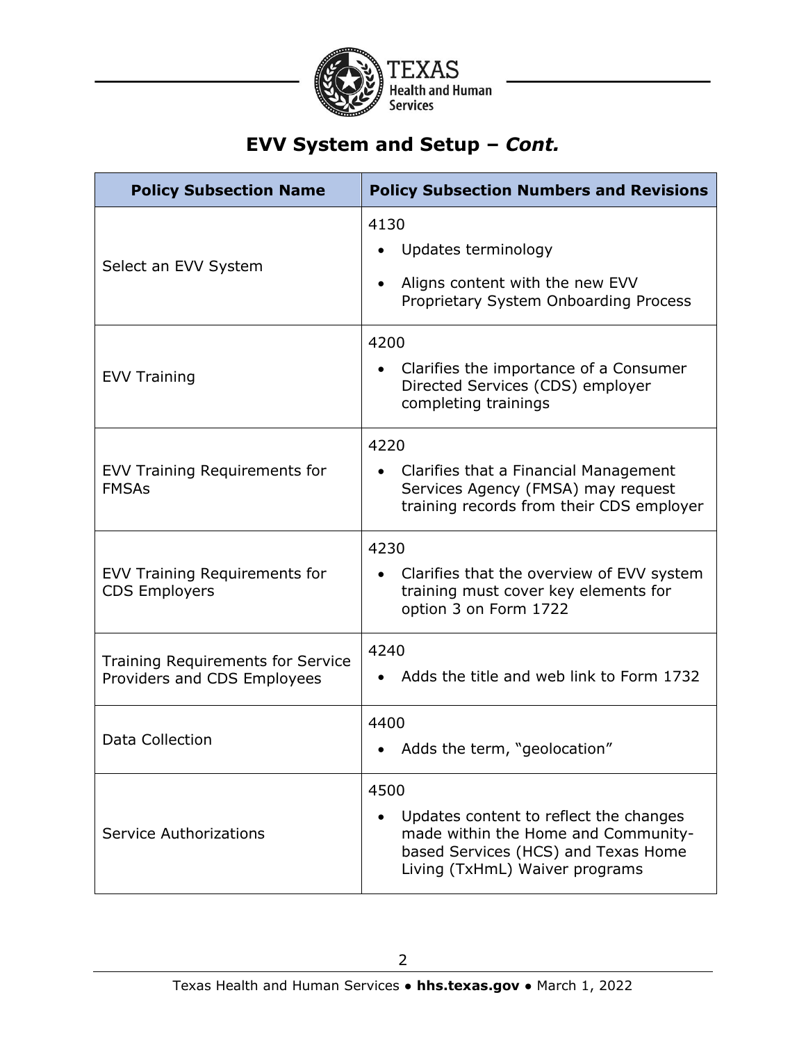## EVV System and Setup – *Cont.*

| Policy Subsection Name | Policy Subsection Numbers and Revisions |
|---|---|
| Select an EVV System | 4130<br>• Updates terminology<br>• Aligns content with the new EVV Proprietary System Onboarding Process |
| EVV Training | 4200<br>• Clarifies the importance of a Consumer Directed Services (CDS) employer completing trainings |
| EVV Training Requirements for FMSAs | 4220<br>• Clarifies that a Financial Management Services Agency (FMSA) may request training records from their CDS employer |
| EVV Training Requirements for CDS Employers | 4230<br>• Clarifies that the overview of EVV system training must cover key elements for option 3 on Form 1722 |
| Training Requirements for Service Providers and CDS Employees | 4240<br>• Adds the title and web link to Form 1732 |
| Data Collection | 4400<br>• Adds the term, "geolocation" |
| Service Authorizations | 4500<br>• Updates content to reflect the changes made within the Home and Community-based Services (HCS) and Texas Home Living (TxHmL) Waiver programs |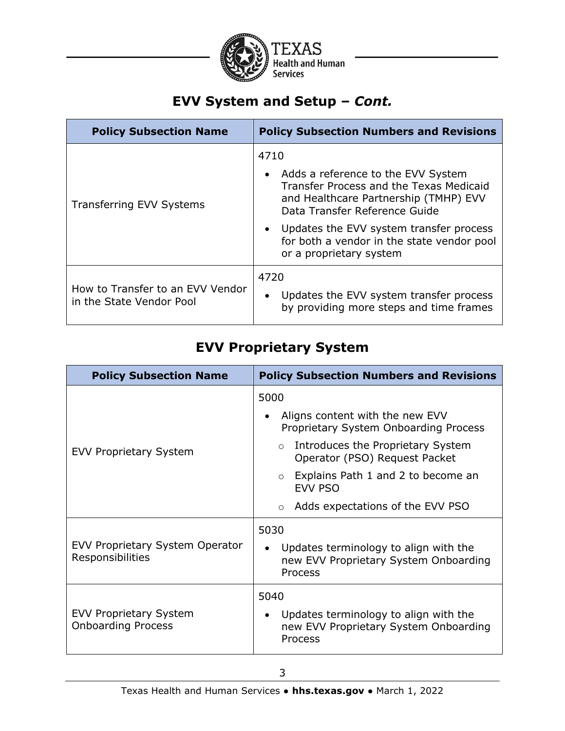## EVV System and Setup – *Cont.*

| Policy Subsection Name | Policy Subsection Numbers and Revisions |
|---|---|
| Transferring EVV Systems | 4710<br>• Adds a reference to the EVV System Transfer Process and the Texas Medicaid and Healthcare Partnership (TMHP) EVV Data Transfer Reference Guide<br>• Updates the EVV system transfer process for both a vendor in the state vendor pool or a proprietary system |
| How to Transfer to an EVV Vendor in the State Vendor Pool | 4720<br>• Updates the EVV system transfer process by providing more steps and time frames |

## EVV Proprietary System

| Policy Subsection Name | Policy Subsection Numbers and Revisions |
|---|---|
| EVV Proprietary System | 5000<br>• Aligns content with the new EVV Proprietary System Onboarding Process<br>○ Introduces the Proprietary System Operator (PSO) Request Packet<br>○ Explains Path 1 and 2 to become an EVV PSO<br>○ Adds expectations of the EVV PSO |
| EVV Proprietary System Operator Responsibilities | 5030<br>• Updates terminology to align with the new EVV Proprietary System Onboarding Process |
| EVV Proprietary System Onboarding Process | 5040<br>• Updates terminology to align with the new EVV Proprietary System Onboarding Process |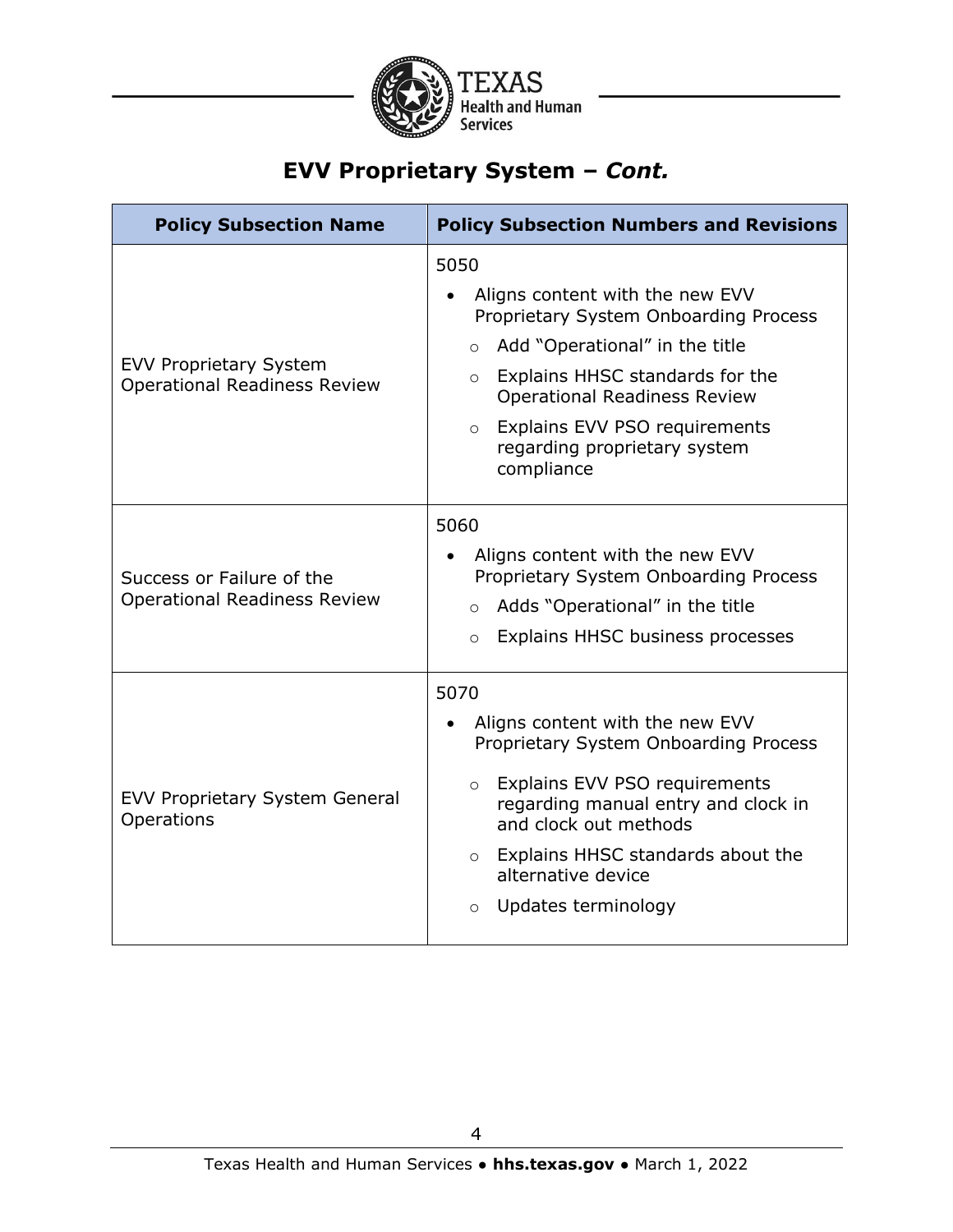## EVV Proprietary System – *Cont.*

| Policy Subsection Name | Policy Subsection Numbers and Revisions |
| --- | --- |
| EVV Proprietary System Operational Readiness Review | 5050<br>• Aligns content with the new EVV Proprietary System Onboarding Process<br>  ○ Add "Operational" in the title<br>  ○ Explains HHSC standards for the Operational Readiness Review<br>  ○ Explains EVV PSO requirements regarding proprietary system compliance |
| Success or Failure of the Operational Readiness Review | 5060<br>• Aligns content with the new EVV Proprietary System Onboarding Process<br>  ○ Adds "Operational" in the title<br>  ○ Explains HHSC business processes |
| EVV Proprietary System General Operations | 5070<br>• Aligns content with the new EVV Proprietary System Onboarding Process<br>  ○ Explains EVV PSO requirements regarding manual entry and clock in and clock out methods<br>  ○ Explains HHSC standards about the alternative device<br>  ○ Updates terminology |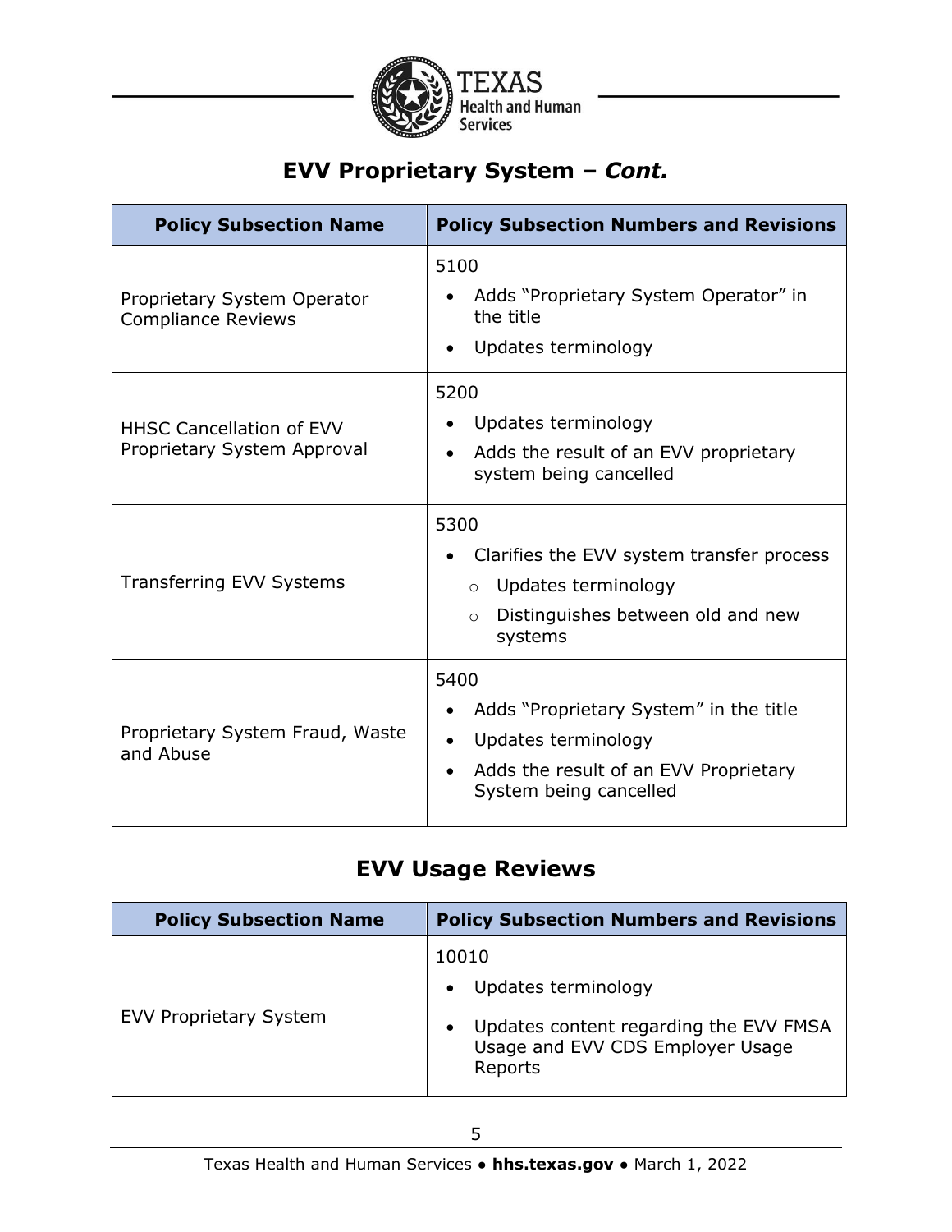## EVV Proprietary System – *Cont.*

| Policy Subsection Name | Policy Subsection Numbers and Revisions |
|---|---|
| Proprietary System Operator Compliance Reviews | 5100<br>• Adds "Proprietary System Operator" in the title<br>• Updates terminology |
| HHSC Cancellation of EVV Proprietary System Approval | 5200<br>• Updates terminology<br>• Adds the result of an EVV proprietary system being cancelled |
| Transferring EVV Systems | 5300<br>• Clarifies the EVV system transfer process<br>  ○ Updates terminology<br>  ○ Distinguishes between old and new systems |
| Proprietary System Fraud, Waste and Abuse | 5400<br>• Adds "Proprietary System" in the title<br>• Updates terminology<br>• Adds the result of an EVV Proprietary System being cancelled |

## EVV Usage Reviews

| Policy Subsection Name | Policy Subsection Numbers and Revisions |
|---|---|
| EVV Proprietary System | 10010<br>• Updates terminology<br>• Updates content regarding the EVV FMSA Usage and EVV CDS Employer Usage Reports |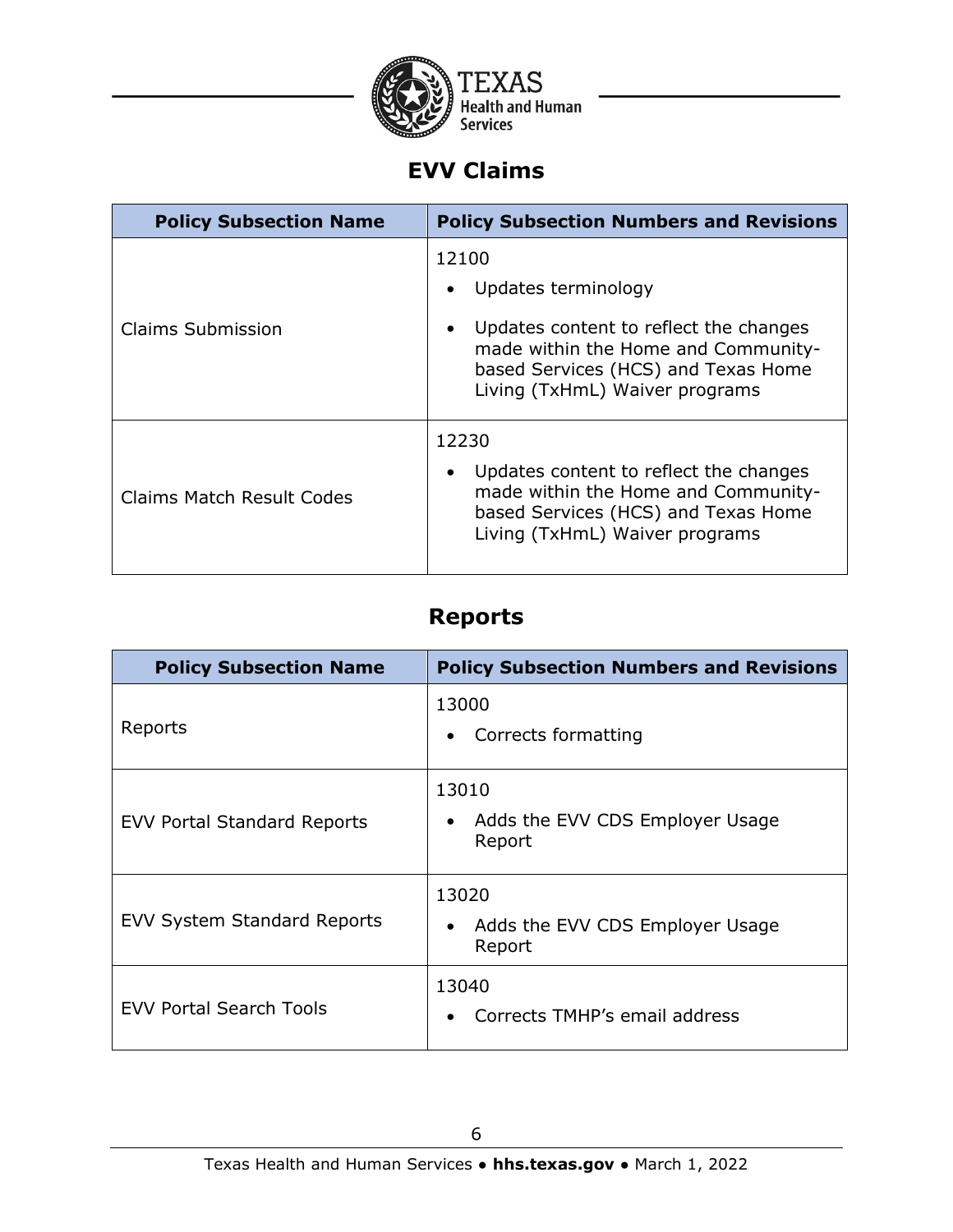## EVV Claims

| Policy Subsection Name | Policy Subsection Numbers and Revisions |
|---|---|
| Claims Submission | 12100<br>• Updates terminology<br>• Updates content to reflect the changes made within the Home and Community-based Services (HCS) and Texas Home Living (TxHmL) Waiver programs |
| Claims Match Result Codes | 12230<br>• Updates content to reflect the changes made within the Home and Community-based Services (HCS) and Texas Home Living (TxHmL) Waiver programs |

## Reports

| Policy Subsection Name | Policy Subsection Numbers and Revisions |
|---|---|
| Reports | 13000<br>• Corrects formatting |
| EVV Portal Standard Reports | 13010<br>• Adds the EVV CDS Employer Usage Report |
| EVV System Standard Reports | 13020<br>• Adds the EVV CDS Employer Usage Report |
| EVV Portal Search Tools | 13040<br>• Corrects TMHP's email address |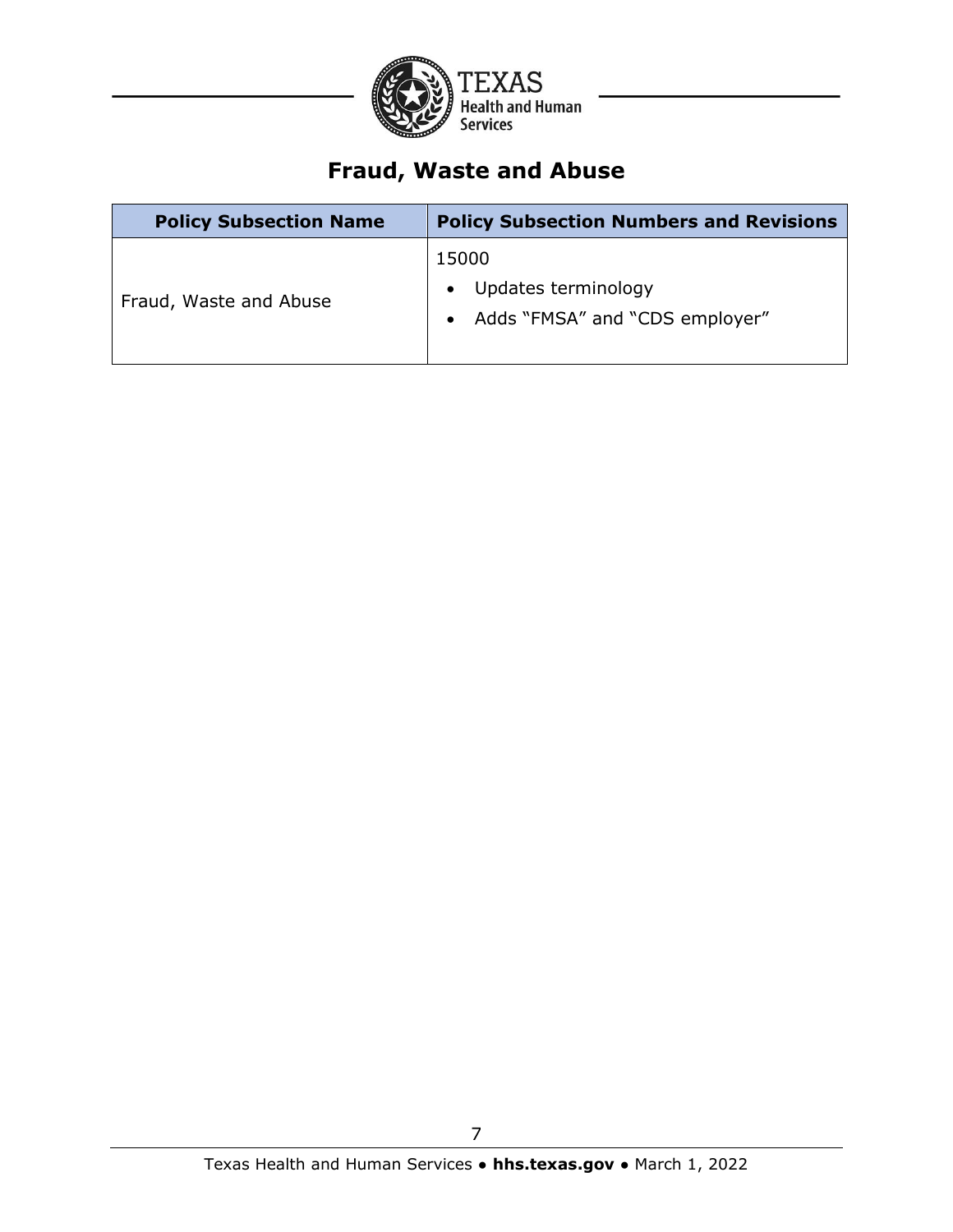# Fraud, Waste and Abuse

| Policy Subsection Name | Policy Subsection Numbers and Revisions |
|---|---|
| Fraud, Waste and Abuse | 15000<br>• Updates terminology<br>• Adds "FMSA" and "CDS employer" |